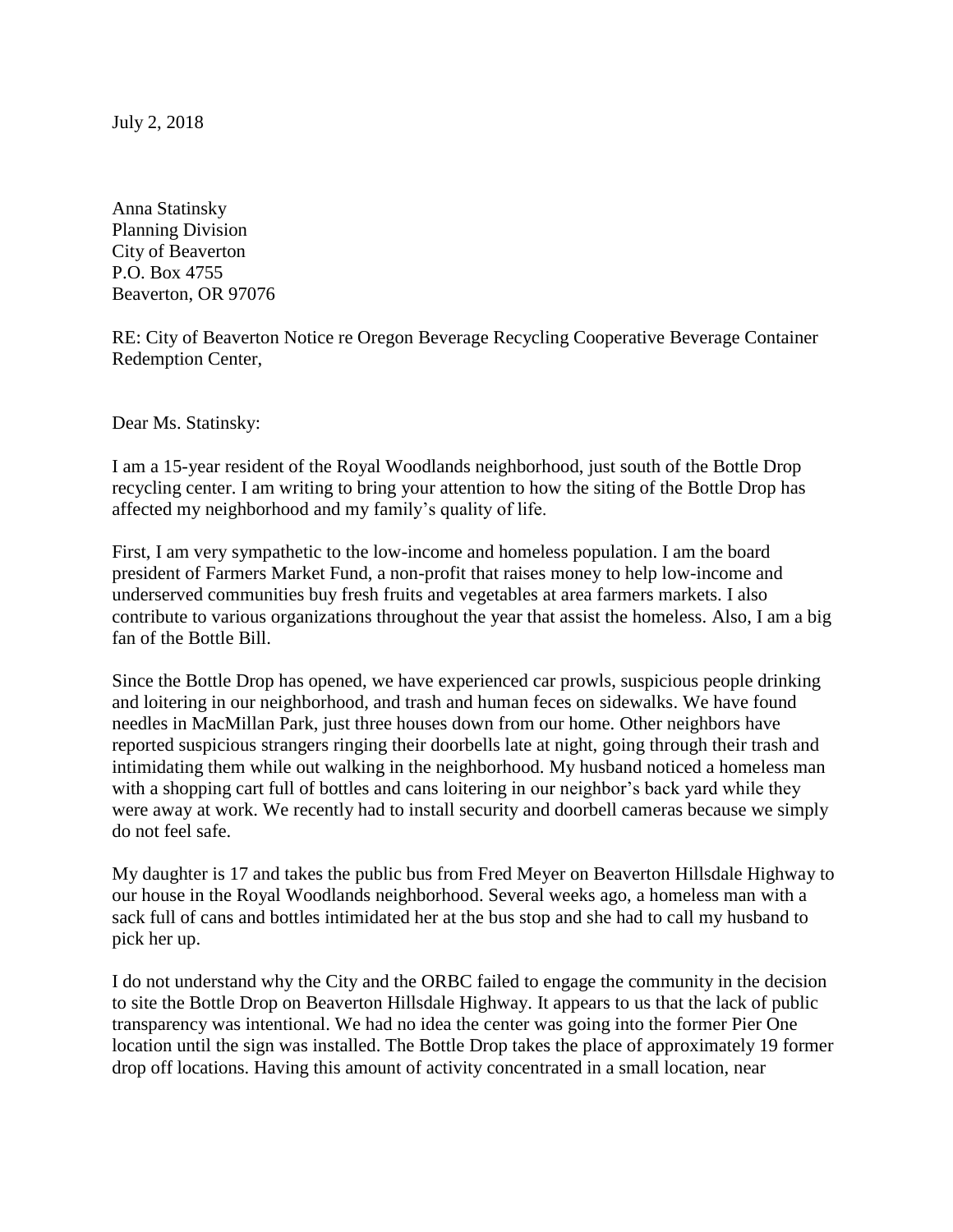July 2, 2018

Anna Statinsky
Planning Division
City of Beaverton
P.O. Box 4755
Beaverton, OR 97076

RE: City of Beaverton Notice re Oregon Beverage Recycling Cooperative Beverage Container Redemption Center,

Dear Ms. Statinsky:

I am a 15-year resident of the Royal Woodlands neighborhood, just south of the Bottle Drop recycling center. I am writing to bring your attention to how the siting of the Bottle Drop has affected my neighborhood and my family's quality of life.

First, I am very sympathetic to the low-income and homeless population. I am the board president of Farmers Market Fund, a non-profit that raises money to help low-income and underserved communities buy fresh fruits and vegetables at area farmers markets. I also contribute to various organizations throughout the year that assist the homeless. Also, I am a big fan of the Bottle Bill.

Since the Bottle Drop has opened, we have experienced car prowls, suspicious people drinking and loitering in our neighborhood, and trash and human feces on sidewalks. We have found needles in MacMillan Park, just three houses down from our home. Other neighbors have reported suspicious strangers ringing their doorbells late at night, going through their trash and intimidating them while out walking in the neighborhood. My husband noticed a homeless man with a shopping cart full of bottles and cans loitering in our neighbor's back yard while they were away at work. We recently had to install security and doorbell cameras because we simply do not feel safe.

My daughter is 17 and takes the public bus from Fred Meyer on Beaverton Hillsdale Highway to our house in the Royal Woodlands neighborhood. Several weeks ago, a homeless man with a sack full of cans and bottles intimidated her at the bus stop and she had to call my husband to pick her up.

I do not understand why the City and the ORBC failed to engage the community in the decision to site the Bottle Drop on Beaverton Hillsdale Highway. It appears to us that the lack of public transparency was intentional. We had no idea the center was going into the former Pier One location until the sign was installed. The Bottle Drop takes the place of approximately 19 former drop off locations. Having this amount of activity concentrated in a small location, near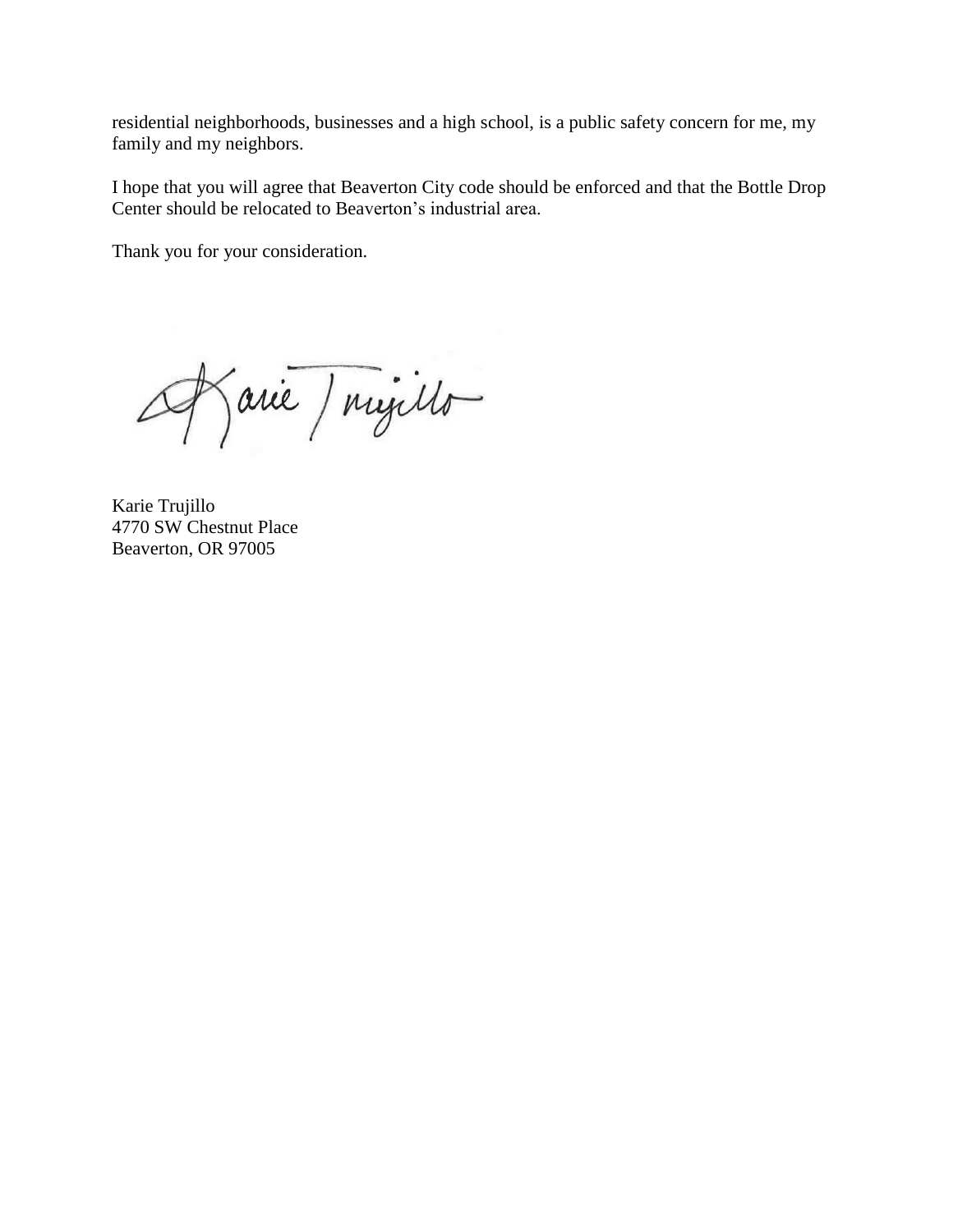residential neighborhoods, businesses and a high school, is a public safety concern for me, my family and my neighbors.

I hope that you will agree that Beaverton City code should be enforced and that the Bottle Drop Center should be relocated to Beaverton's industrial area.

Thank you for your consideration.

Karie Trujillo
4770 SW Chestnut Place
Beaverton, OR 97005